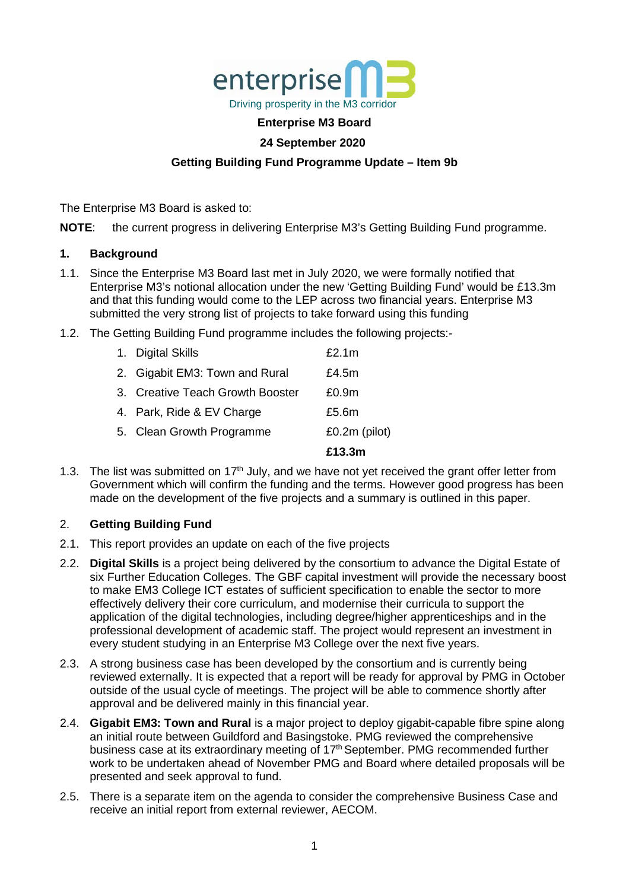enterprise M3

Driving prosperity in the M3 corridor

**Enterprise M3 Board**

**24 September 2020**

**Getting Building Fund Programme Update – Item 9b**

The Enterprise M3 Board is asked to:

**NOTE**: the current progress in delivering Enterprise M3's Getting Building Fund programme.

## 1. Background

1.1. Since the Enterprise M3 Board last met in July 2020, we were formally notified that Enterprise M3's notional allocation under the new 'Getting Building Fund' would be £13.3m and that this funding would come to the LEP across two financial years. Enterprise M3 submitted the very strong list of projects to take forward using this funding

1.2. The Getting Building Fund programme includes the following projects:-

| | |
|---|---|
| 1. Digital Skills | £2.1m |
| 2. Gigabit EM3: Town and Rural | £4.5m |
| 3. Creative Teach Growth Booster | £0.9m |
| 4. Park, Ride & EV Charge | £5.6m |
| 5. Clean Growth Programme | £0.2m (pilot) |
| | **£13.3m** |

1.3. The list was submitted on 17th July, and we have not yet received the grant offer letter from Government which will confirm the funding and the terms. However good progress has been made on the development of the five projects and a summary is outlined in this paper.

## 2. Getting Building Fund

2.1. This report provides an update on each of the five projects

2.2. **Digital Skills** is a project being delivered by the consortium to advance the Digital Estate of six Further Education Colleges. The GBF capital investment will provide the necessary boost to make EM3 College ICT estates of sufficient specification to enable the sector to more effectively delivery their core curriculum, and modernise their curricula to support the application of the digital technologies, including degree/higher apprenticeships and in the professional development of academic staff. The project would represent an investment in every student studying in an Enterprise M3 College over the next five years.

2.3. A strong business case has been developed by the consortium and is currently being reviewed externally. It is expected that a report will be ready for approval by PMG in October outside of the usual cycle of meetings. The project will be able to commence shortly after approval and be delivered mainly in this financial year.

2.4. **Gigabit EM3: Town and Rural** is a major project to deploy gigabit-capable fibre spine along an initial route between Guildford and Basingstoke. PMG reviewed the comprehensive business case at its extraordinary meeting of 17th September. PMG recommended further work to be undertaken ahead of November PMG and Board where detailed proposals will be presented and seek approval to fund.

2.5. There is a separate item on the agenda to consider the comprehensive Business Case and receive an initial report from external reviewer, AECOM.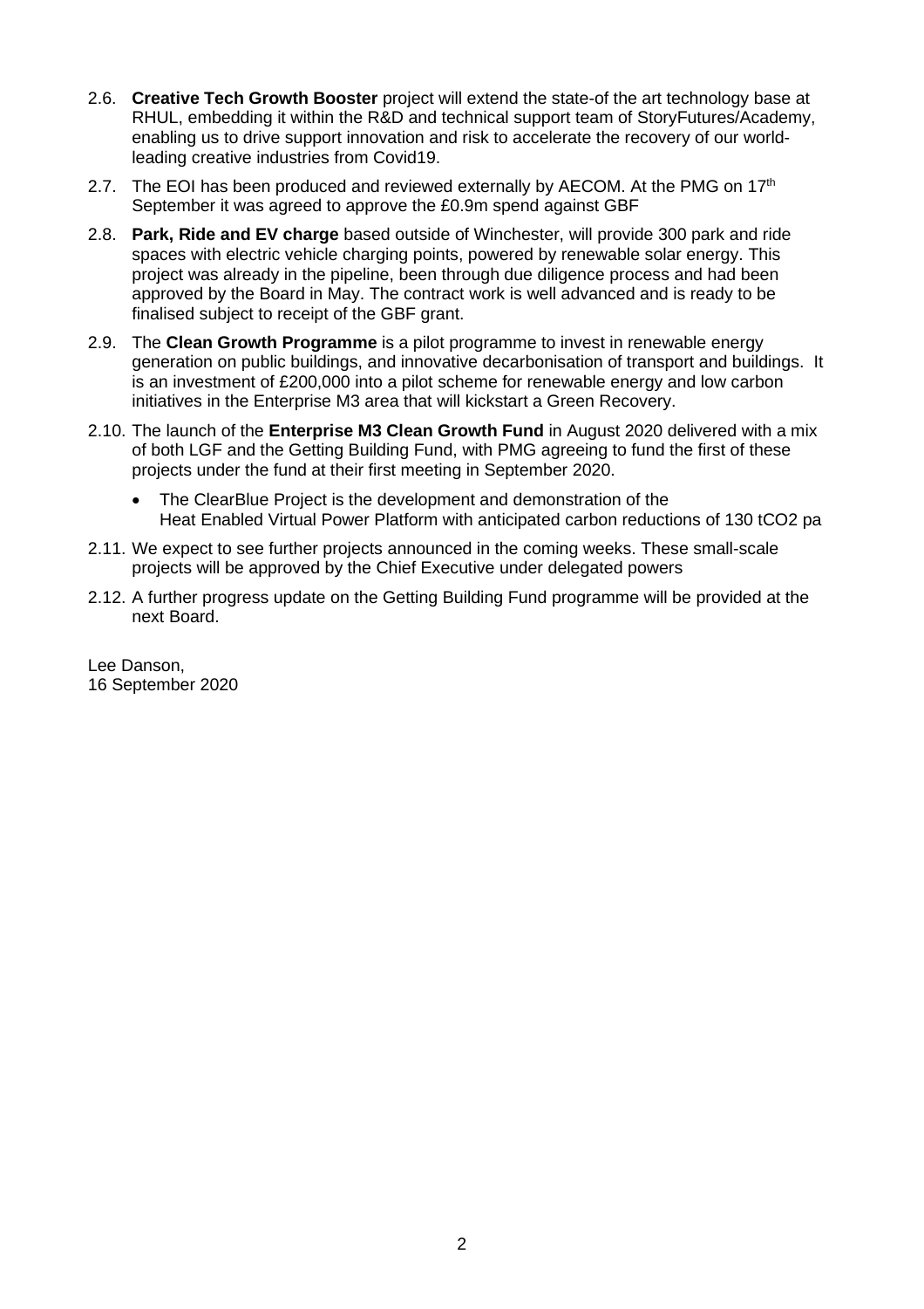2.6. **Creative Tech Growth Booster** project will extend the state-of the art technology base at RHUL, embedding it within the R&D and technical support team of StoryFutures/Academy, enabling us to drive support innovation and risk to accelerate the recovery of our world-leading creative industries from Covid19.

2.7. The EOI has been produced and reviewed externally by AECOM. At the PMG on 17th September it was agreed to approve the £0.9m spend against GBF

2.8. **Park, Ride and EV charge** based outside of Winchester, will provide 300 park and ride spaces with electric vehicle charging points, powered by renewable solar energy. This project was already in the pipeline, been through due diligence process and had been approved by the Board in May. The contract work is well advanced and is ready to be finalised subject to receipt of the GBF grant.

2.9. The **Clean Growth Programme** is a pilot programme to invest in renewable energy generation on public buildings, and innovative decarbonisation of transport and buildings. It is an investment of £200,000 into a pilot scheme for renewable energy and low carbon initiatives in the Enterprise M3 area that will kickstart a Green Recovery.

2.10. The launch of the **Enterprise M3 Clean Growth Fund** in August 2020 delivered with a mix of both LGF and the Getting Building Fund, with PMG agreeing to fund the first of these projects under the fund at their first meeting in September 2020.

- The ClearBlue Project is the development and demonstration of the Heat Enabled Virtual Power Platform with anticipated carbon reductions of 130 $tCO_2$ pa

2.11. We expect to see further projects announced in the coming weeks. These small-scale projects will be approved by the Chief Executive under delegated powers

2.12. A further progress update on the Getting Building Fund programme will be provided at the next Board.

Lee Danson,
16 September 2020